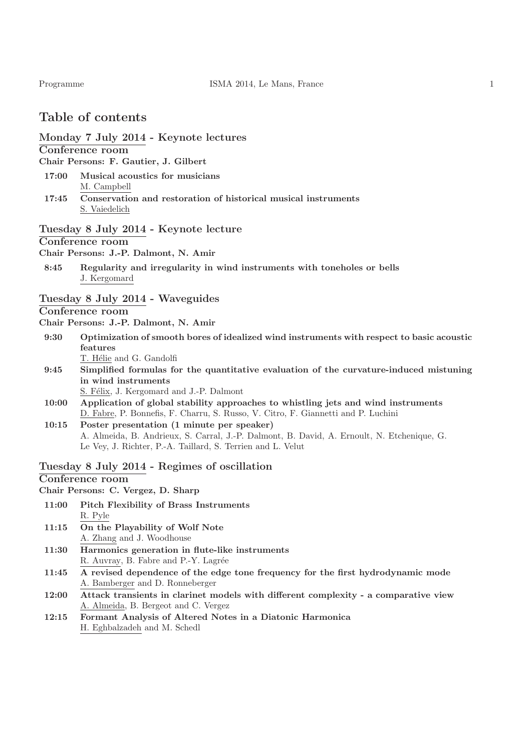# Table of contents

## Monday 7 July 2014 - Keynote lectures

### Conference room

**Chair Persons: F. Gautier, J. Gilbert**

- **17:00** **Musical acoustics for musicians**
  M. Campbell
- **17:45** **Conservation and restoration of historical musical instruments**
  S. Vaiedelich

## Tuesday 8 July 2014 - Keynote lecture

### Conference room

**Chair Persons: J.-P. Dalmont, N. Amir**

- **8:45** **Regularity and irregularity in wind instruments with toneholes or bells**
  J. Kergomard

## Tuesday 8 July 2014 - Waveguides

### Conference room

**Chair Persons: J.-P. Dalmont, N. Amir**

- **9:30** **Optimization of smooth bores of idealized wind instruments with respect to basic acoustic features**
  T. Hélie and G. Gandolfi
- **9:45** **Simplified formulas for the quantitative evaluation of the curvature-induced mistuning in wind instruments**
  S. Félix, J. Kergomard and J.-P. Dalmont
- **10:00** **Application of global stability approaches to whistling jets and wind instruments**
  D. Fabre, P. Bonnefis, F. Charru, S. Russo, V. Citro, F. Giannetti and P. Luchini
- **10:15** **Poster presentation (1 minute per speaker)**
  A. Almeida, B. Andrieux, S. Carral, J.-P. Dalmont, B. David, A. Ernoult, N. Etchenique, G. Le Vey, J. Richter, P.-A. Taillard, S. Terrien and L. Velut

## Tuesday 8 July 2014 - Regimes of oscillation

### Conference room

**Chair Persons: C. Vergez, D. Sharp**

- **11:00** **Pitch Flexibility of Brass Instruments**
  R. Pyle
- **11:15** **On the Playability of Wolf Note**
  A. Zhang and J. Woodhouse
- **11:30** **Harmonics generation in flute-like instruments**
  R. Auvray, B. Fabre and P.-Y. Lagrée
- **11:45** **A revised dependence of the edge tone frequency for the first hydrodynamic mode**
  A. Bamberger and D. Ronneberger
- **12:00** **Attack transients in clarinet models with different complexity - a comparative view**
  A. Almeida, B. Bergeot and C. Vergez
- **12:15** **Formant Analysis of Altered Notes in a Diatonic Harmonica**
  H. Eghbalzadeh and M. Schedl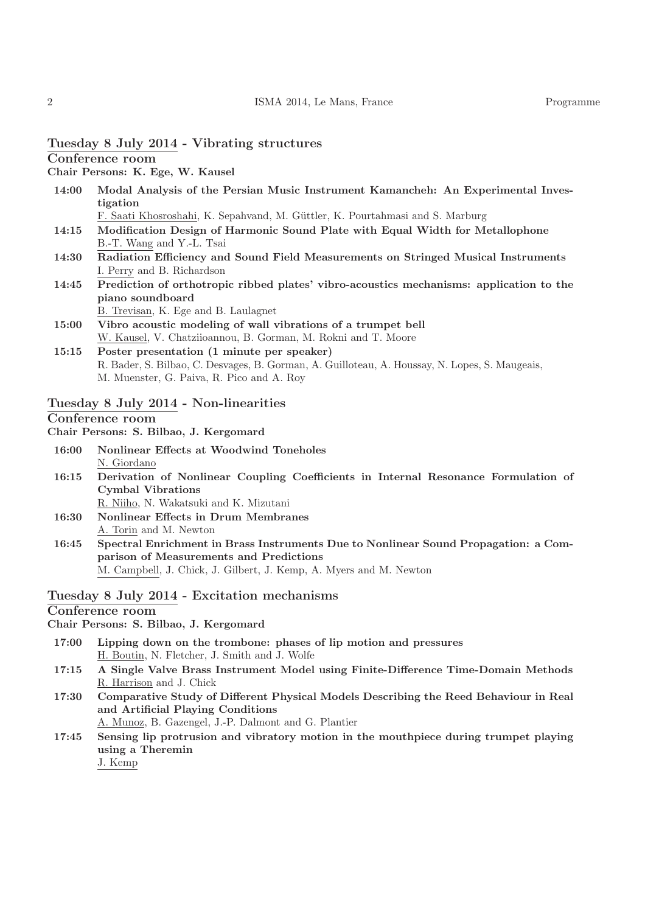## Tuesday 8 July 2014 - Vibrating structures

### Conference room

**Chair Persons: K. Ege, W. Kausel**

- **14:00** **Modal Analysis of the Persian Music Instrument Kamancheh: An Experimental Investigation**
  F. Saati Khosroshahi, K. Sepahvand, M. Güttler, K. Pourtahmasi and S. Marburg
- **14:15** **Modification Design of Harmonic Sound Plate with Equal Width for Metallophone**
  B.-T. Wang and Y.-L. Tsai
- **14:30** **Radiation Efficiency and Sound Field Measurements on Stringed Musical Instruments**
  I. Perry and B. Richardson
- **14:45** **Prediction of orthotropic ribbed plates' vibro-acoustics mechanisms: application to the piano soundboard**
  B. Trevisan, K. Ege and B. Laulagnet
- **15:00** **Vibro acoustic modeling of wall vibrations of a trumpet bell**
  W. Kausel, V. Chatziioannou, B. Gorman, M. Rokni and T. Moore
- **15:15** **Poster presentation (1 minute per speaker)**
  R. Bader, S. Bilbao, C. Desvages, B. Gorman, A. Guilloteau, A. Houssay, N. Lopes, S. Maugeais, M. Muenster, G. Paiva, R. Pico and A. Roy

## Tuesday 8 July 2014 - Non-linearities

### Conference room

**Chair Persons: S. Bilbao, J. Kergomard**

- **16:00** **Nonlinear Effects at Woodwind Toneholes**
  N. Giordano
- **16:15** **Derivation of Nonlinear Coupling Coefficients in Internal Resonance Formulation of Cymbal Vibrations**
  R. Niiho, N. Wakatsuki and K. Mizutani
- **16:30** **Nonlinear Effects in Drum Membranes**
  A. Torin and M. Newton
- **16:45** **Spectral Enrichment in Brass Instruments Due to Nonlinear Sound Propagation: a Comparison of Measurements and Predictions**
  M. Campbell, J. Chick, J. Gilbert, J. Kemp, A. Myers and M. Newton

## Tuesday 8 July 2014 - Excitation mechanisms

### Conference room

**Chair Persons: S. Bilbao, J. Kergomard**

- **17:00** **Lipping down on the trombone: phases of lip motion and pressures**
  H. Boutin, N. Fletcher, J. Smith and J. Wolfe
- **17:15** **A Single Valve Brass Instrument Model using Finite-Difference Time-Domain Methods**
  R. Harrison and J. Chick
- **17:30** **Comparative Study of Different Physical Models Describing the Reed Behaviour in Real and Artificial Playing Conditions**
  A. Munoz, B. Gazengel, J.-P. Dalmont and G. Plantier
- **17:45** **Sensing lip protrusion and vibratory motion in the mouthpiece during trumpet playing using a Theremin**
  J. Kemp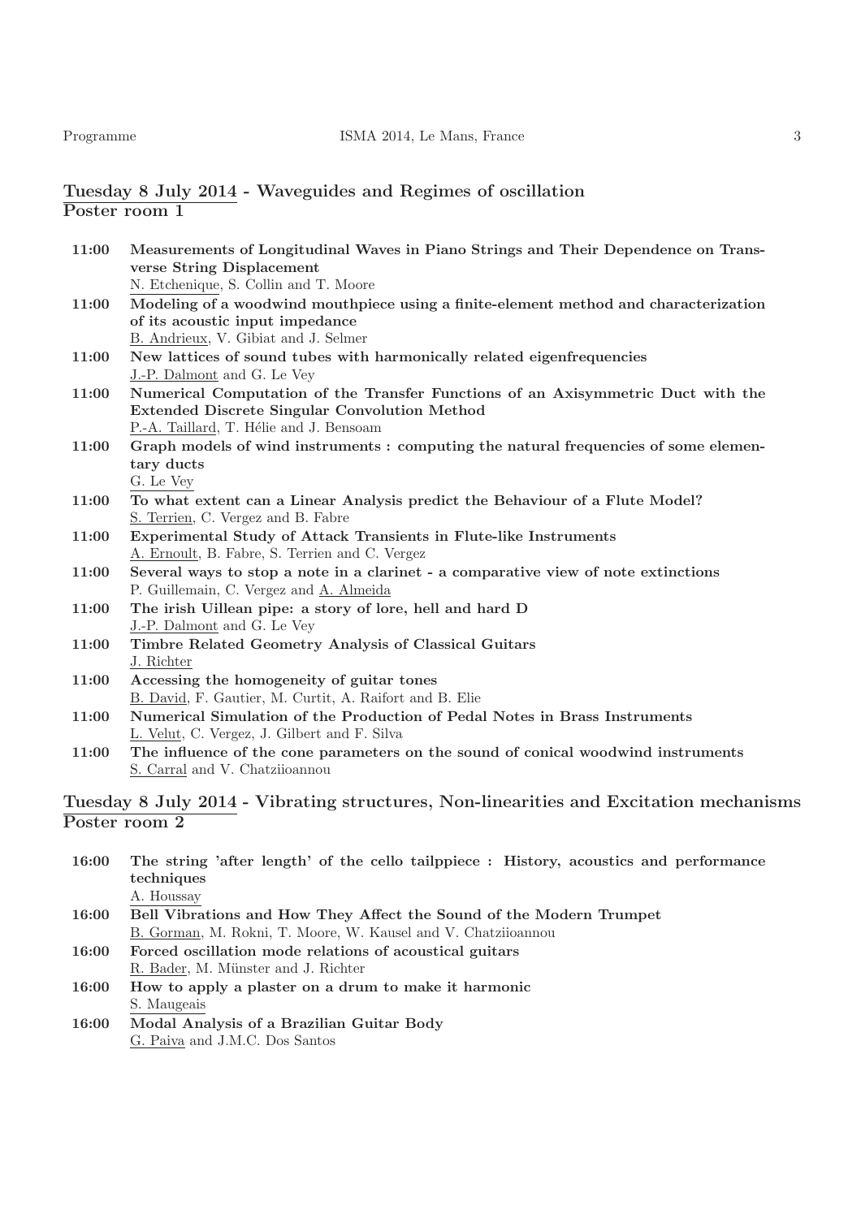## Tuesday 8 July 2014 - Waveguides and Regimes of oscillation
## Poster room 1

- **11:00** **Measurements of Longitudinal Waves in Piano Strings and Their Dependence on Transverse String Displacement**
  N. Etchenique, S. Collin and T. Moore
- **11:00** **Modeling of a woodwind mouthpiece using a finite-element method and characterization of its acoustic input impedance**
  B. Andrieux, V. Gibiat and J. Selmer
- **11:00** **New lattices of sound tubes with harmonically related eigenfrequencies**
  J.-P. Dalmont and G. Le Vey
- **11:00** **Numerical Computation of the Transfer Functions of an Axisymmetric Duct with the Extended Discrete Singular Convolution Method**
  P.-A. Taillard, T. Hélie and J. Bensoam
- **11:00** **Graph models of wind instruments : computing the natural frequencies of some elementary ducts**
  G. Le Vey
- **11:00** **To what extent can a Linear Analysis predict the Behaviour of a Flute Model?**
  S. Terrien, C. Vergez and B. Fabre
- **11:00** **Experimental Study of Attack Transients in Flute-like Instruments**
  A. Ernoult, B. Fabre, S. Terrien and C. Vergez
- **11:00** **Several ways to stop a note in a clarinet - a comparative view of note extinctions**
  P. Guillemain, C. Vergez and A. Almeida
- **11:00** **The irish Uillean pipe: a story of lore, hell and hard D**
  J.-P. Dalmont and G. Le Vey
- **11:00** **Timbre Related Geometry Analysis of Classical Guitars**
  J. Richter
- **11:00** **Accessing the homogeneity of guitar tones**
  B. David, F. Gautier, M. Curtit, A. Raifort and B. Elie
- **11:00** **Numerical Simulation of the Production of Pedal Notes in Brass Instruments**
  L. Velut, C. Vergez, J. Gilbert and F. Silva
- **11:00** **The influence of the cone parameters on the sound of conical woodwind instruments**
  S. Carral and V. Chatziioannou

## Tuesday 8 July 2014 - Vibrating structures, Non-linearities and Excitation mechanisms
## Poster room 2

- **16:00** **The string 'after length' of the cello tailppiece : History, acoustics and performance techniques**
  A. Houssay
- **16:00** **Bell Vibrations and How They Affect the Sound of the Modern Trumpet**
  B. Gorman, M. Rokni, T. Moore, W. Kausel and V. Chatziioannou
- **16:00** **Forced oscillation mode relations of acoustical guitars**
  R. Bader, M. Münster and J. Richter
- **16:00** **How to apply a plaster on a drum to make it harmonic**
  S. Maugeais
- **16:00** **Modal Analysis of a Brazilian Guitar Body**
  G. Paiva and J.M.C. Dos Santos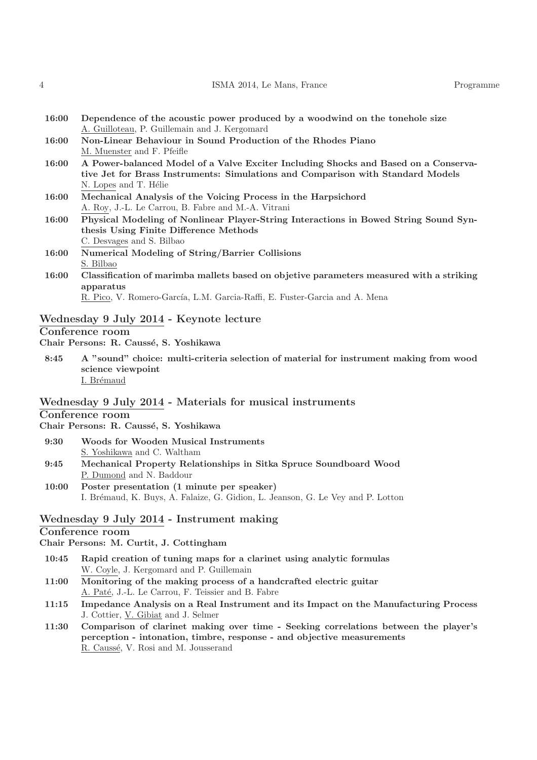**16:00** **Dependence of the acoustic power produced by a woodwind on the tonehole size**
A. Guilloteau, P. Guillemain and J. Kergomard

**16:00** **Non-Linear Behaviour in Sound Production of the Rhodes Piano**
M. Muenster and F. Pfeifle

**16:00** **A Power-balanced Model of a Valve Exciter Including Shocks and Based on a Conservative Jet for Brass Instruments: Simulations and Comparison with Standard Models**
N. Lopes and T. Hélie

**16:00** **Mechanical Analysis of the Voicing Process in the Harpsichord**
A. Roy, J.-L. Le Carrou, B. Fabre and M.-A. Vitrani

**16:00** **Physical Modeling of Nonlinear Player-String Interactions in Bowed String Sound Synthesis Using Finite Difference Methods**
C. Desvages and S. Bilbao

**16:00** **Numerical Modeling of String/Barrier Collisions**
S. Bilbao

**16:00** **Classification of marimba mallets based on objetive parameters measured with a striking apparatus**
R. Pico, V. Romero-García, L.M. Garcia-Raffi, E. Fuster-Garcia and A. Mena

## Wednesday 9 July 2014 - Keynote lecture

### Conference room

**Chair Persons: R. Caussé, S. Yoshikawa**

**8:45** **A "sound" choice: multi-criteria selection of material for instrument making from wood science viewpoint**
I. Brémaud

## Wednesday 9 July 2014 - Materials for musical instruments

### Conference room

**Chair Persons: R. Caussé, S. Yoshikawa**

**9:30** **Woods for Wooden Musical Instruments**
S. Yoshikawa and C. Waltham

**9:45** **Mechanical Property Relationships in Sitka Spruce Soundboard Wood**
P. Dumond and N. Baddour

**10:00** **Poster presentation (1 minute per speaker)**
I. Brémaud, K. Buys, A. Falaize, G. Gidion, L. Jeanson, G. Le Vey and P. Lotton

## Wednesday 9 July 2014 - Instrument making

### Conference room

**Chair Persons: M. Curtit, J. Cottingham**

**10:45** **Rapid creation of tuning maps for a clarinet using analytic formulas**
W. Coyle, J. Kergomard and P. Guillemain

**11:00** **Monitoring of the making process of a handcrafted electric guitar**
A. Paté, J.-L. Le Carrou, F. Teissier and B. Fabre

**11:15** **Impedance Analysis on a Real Instrument and its Impact on the Manufacturing Process**
J. Cottier, V. Gibiat and J. Selmer

**11:30** **Comparison of clarinet making over time - Seeking correlations between the player's perception - intonation, timbre, response - and objective measurements**
R. Caussé, V. Rosi and M. Jousserand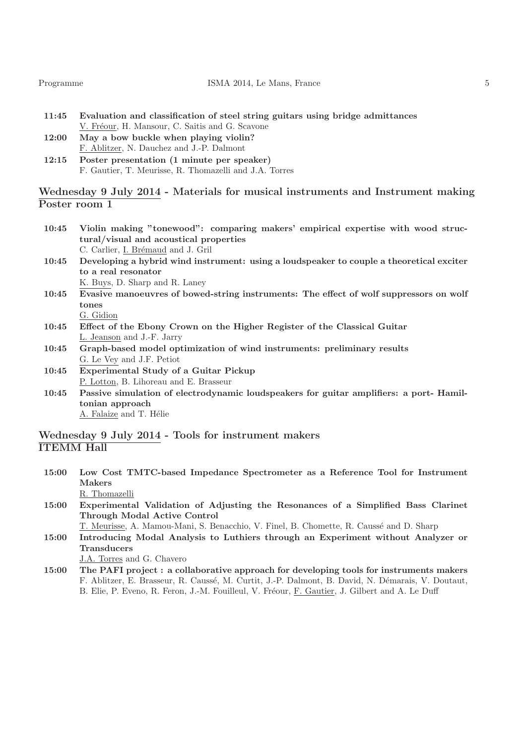**11:45** **Evaluation and classification of steel string guitars using bridge admittances**
V. Fréour, H. Mansour, C. Saitis and G. Scavone

**12:00** **May a bow buckle when playing violin?**
F. Ablitzer, N. Dauchez and J.-P. Dalmont

**12:15** **Poster presentation (1 minute per speaker)**
F. Gautier, T. Meurisse, R. Thomazelli and J.A. Torres

## Wednesday 9 July 2014 - Materials for musical instruments and Instrument making
## Poster room 1

**10:45** **Violin making "tonewood": comparing makers' empirical expertise with wood structural/visual and acoustical properties**
C. Carlier, I. Brémaud and J. Gril

**10:45** **Developing a hybrid wind instrument: using a loudspeaker to couple a theoretical exciter to a real resonator**
K. Buys, D. Sharp and R. Laney

**10:45** **Evasive manoeuvres of bowed-string instruments: The effect of wolf suppressors on wolf tones**
G. Gidion

**10:45** **Effect of the Ebony Crown on the Higher Register of the Classical Guitar**
L. Jeanson and J.-F. Jarry

**10:45** **Graph-based model optimization of wind instruments: preliminary results**
G. Le Vey and J.F. Petiot

**10:45** **Experimental Study of a Guitar Pickup**
P. Lotton, B. Lihoreau and E. Brasseur

**10:45** **Passive simulation of electrodynamic loudspeakers for guitar amplifiers: a port- Hamiltonian approach**
A. Falaize and T. Hélie

## Wednesday 9 July 2014 - Tools for instrument makers
## ITEMM Hall

**15:00** **Low Cost TMTC-based Impedance Spectrometer as a Reference Tool for Instrument Makers**
R. Thomazelli

**15:00** **Experimental Validation of Adjusting the Resonances of a Simplified Bass Clarinet Through Modal Active Control**
T. Meurisse, A. Mamou-Mani, S. Benacchio, V. Finel, B. Chomette, R. Caussé and D. Sharp

**15:00** **Introducing Modal Analysis to Luthiers through an Experiment without Analyzer or Transducers**
J.A. Torres and G. Chavero

**15:00** **The PAFI project : a collaborative approach for developing tools for instruments makers**
F. Ablitzer, E. Brasseur, R. Caussé, M. Curtit, J.-P. Dalmont, B. David, N. Démarais, V. Doutaut, B. Elie, P. Eveno, R. Feron, J.-M. Fouilleul, V. Fréour, F. Gautier, J. Gilbert and A. Le Duff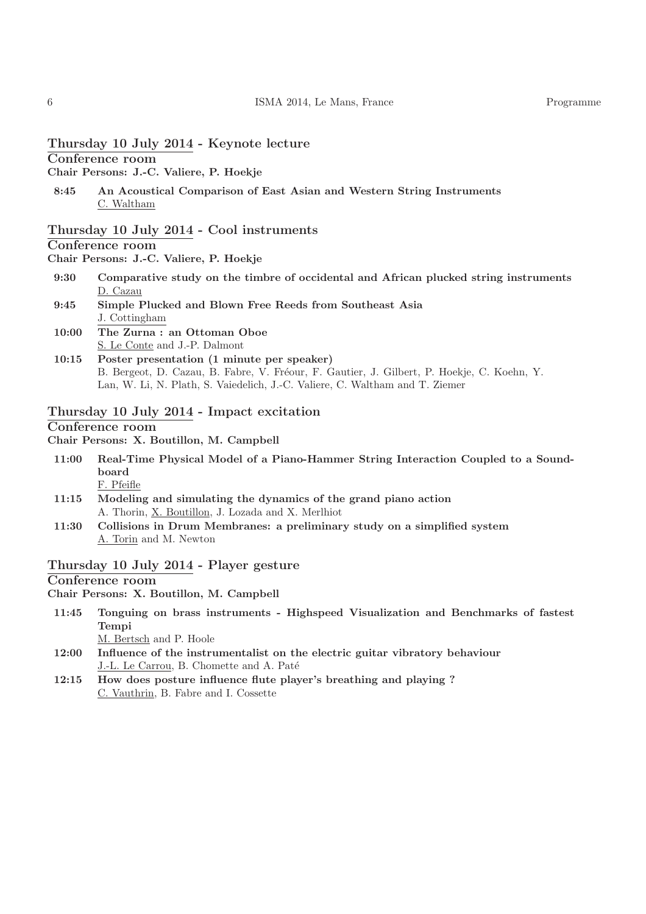## Thursday 10 July 2014 - Keynote lecture

**Conference room**

**Chair Persons: J.-C. Valiere, P. Hoekje**

**8:45** **An Acoustical Comparison of East Asian and Western String Instruments**
C. Waltham

## Thursday 10 July 2014 - Cool instruments

**Conference room**

**Chair Persons: J.-C. Valiere, P. Hoekje**

**9:30** **Comparative study on the timbre of occidental and African plucked string instruments**
D. Cazau

**9:45** **Simple Plucked and Blown Free Reeds from Southeast Asia**
J. Cottingham

**10:00** **The Zurna : an Ottoman Oboe**
S. Le Conte and J.-P. Dalmont

**10:15** **Poster presentation (1 minute per speaker)**
B. Bergeot, D. Cazau, B. Fabre, V. Fréour, F. Gautier, J. Gilbert, P. Hoekje, C. Koehn, Y. Lan, W. Li, N. Plath, S. Vaiedelich, J.-C. Valiere, C. Waltham and T. Ziemer

## Thursday 10 July 2014 - Impact excitation

**Conference room**

**Chair Persons: X. Boutillon, M. Campbell**

**11:00** **Real-Time Physical Model of a Piano-Hammer String Interaction Coupled to a Soundboard**
F. Pfeifle

**11:15** **Modeling and simulating the dynamics of the grand piano action**
A. Thorin, X. Boutillon, J. Lozada and X. Merlhiot

**11:30** **Collisions in Drum Membranes: a preliminary study on a simplified system**
A. Torin and M. Newton

## Thursday 10 July 2014 - Player gesture

**Conference room**

**Chair Persons: X. Boutillon, M. Campbell**

**11:45** **Tonguing on brass instruments - Highspeed Visualization and Benchmarks of fastest Tempi**
M. Bertsch and P. Hoole

**12:00** **Influence of the instrumentalist on the electric guitar vibratory behaviour**
J.-L. Le Carrou, B. Chomette and A. Paté

**12:15** **How does posture influence flute player's breathing and playing ?**
C. Vauthrin, B. Fabre and I. Cossette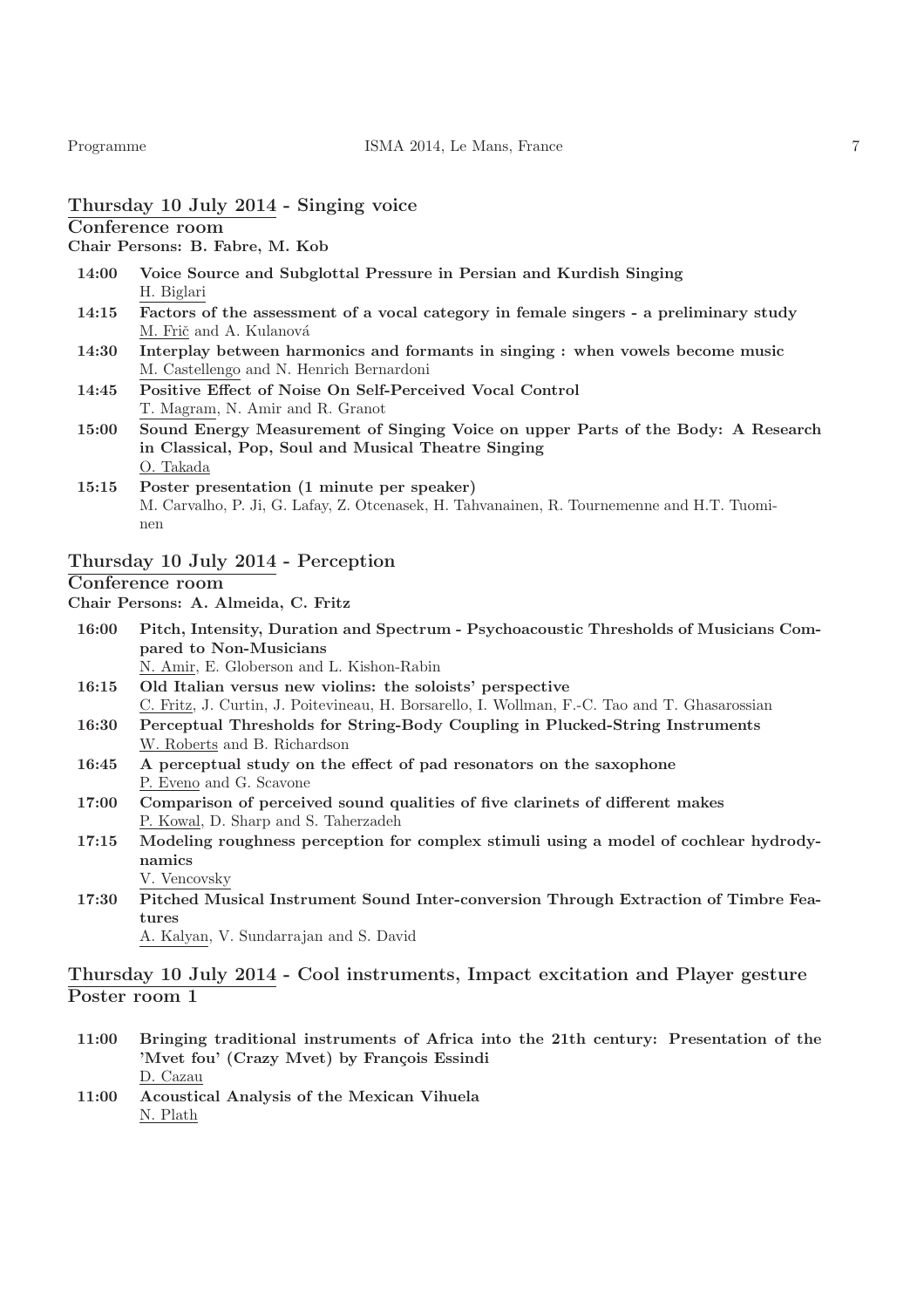## Thursday 10 July 2014 - Singing voice

**Conference room**

**Chair Persons: B. Fabre, M. Kob**

- **14:00** **Voice Source and Subglottal Pressure in Persian and Kurdish Singing**
  H. Biglari
- **14:15** **Factors of the assessment of a vocal category in female singers - a preliminary study**
  M. Frič and A. Kulanová
- **14:30** **Interplay between harmonics and formants in singing : when vowels become music**
  M. Castellengo and N. Henrich Bernardoni
- **14:45** **Positive Effect of Noise On Self-Perceived Vocal Control**
  T. Magram, N. Amir and R. Granot
- **15:00** **Sound Energy Measurement of Singing Voice on upper Parts of the Body: A Research in Classical, Pop, Soul and Musical Theatre Singing**
  O. Takada
- **15:15** **Poster presentation (1 minute per speaker)**
  M. Carvalho, P. Ji, G. Lafay, Z. Otcenasek, H. Tahvanainen, R. Tournemenne and H.T. Tuominen

## Thursday 10 July 2014 - Perception

**Conference room**

**Chair Persons: A. Almeida, C. Fritz**

- **16:00** **Pitch, Intensity, Duration and Spectrum - Psychoacoustic Thresholds of Musicians Compared to Non-Musicians**
  N. Amir, E. Globerson and L. Kishon-Rabin
- **16:15** **Old Italian versus new violins: the soloists' perspective**
  C. Fritz, J. Curtin, J. Poitevineau, H. Borsarello, I. Wollman, F.-C. Tao and T. Ghasarossian
- **16:30** **Perceptual Thresholds for String-Body Coupling in Plucked-String Instruments**
  W. Roberts and B. Richardson
- **16:45** **A perceptual study on the effect of pad resonators on the saxophone**
  P. Eveno and G. Scavone
- **17:00** **Comparison of perceived sound qualities of five clarinets of different makes**
  P. Kowal, D. Sharp and S. Taherzadeh
- **17:15** **Modeling roughness perception for complex stimuli using a model of cochlear hydrodynamics**
  V. Vencovsky
- **17:30** **Pitched Musical Instrument Sound Inter-conversion Through Extraction of Timbre Features**
  A. Kalyan, V. Sundarrajan and S. David

## Thursday 10 July 2014 - Cool instruments, Impact excitation and Player gesture

**Poster room 1**

- **11:00** **Bringing traditional instruments of Africa into the 21th century: Presentation of the 'Mvet fou' (Crazy Mvet) by François Essindi**
  D. Cazau
- **11:00** **Acoustical Analysis of the Mexican Vihuela**
  N. Plath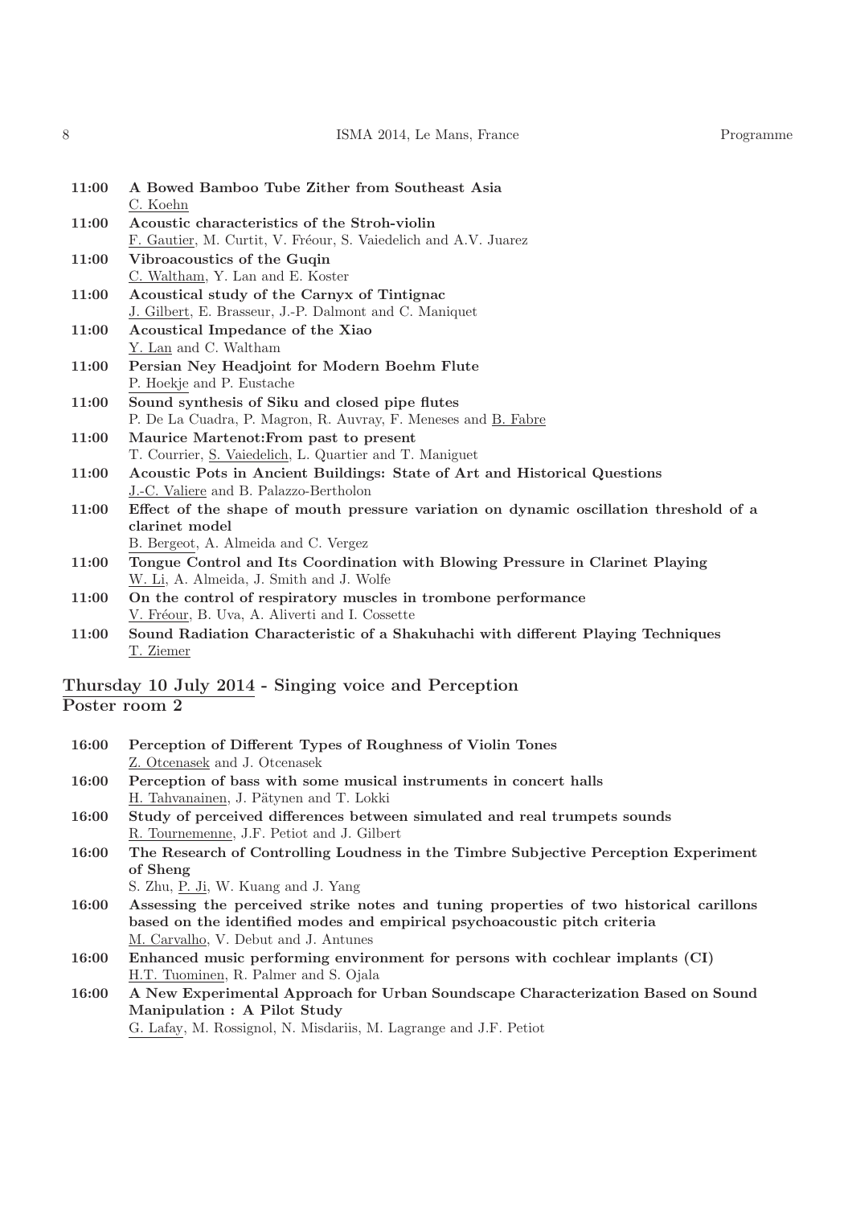**11:00** **A Bowed Bamboo Tube Zither from Southeast Asia**
C. Koehn

**11:00** **Acoustic characteristics of the Stroh-violin**
F. Gautier, M. Curtit, V. Fréour, S. Vaiedelich and A.V. Juarez

**11:00** **Vibroacoustics of the Guqin**
C. Waltham, Y. Lan and E. Koster

**11:00** **Acoustical study of the Carnyx of Tintignac**
J. Gilbert, E. Brasseur, J.-P. Dalmont and C. Maniquet

**11:00** **Acoustical Impedance of the Xiao**
Y. Lan and C. Waltham

**11:00** **Persian Ney Headjoint for Modern Boehm Flute**
P. Hoekje and P. Eustache

**11:00** **Sound synthesis of Siku and closed pipe flutes**
P. De La Cuadra, P. Magron, R. Auvray, F. Meneses and B. Fabre

**11:00** **Maurice Martenot:From past to present**
T. Courrier, S. Vaiedelich, L. Quartier and T. Maniguet

**11:00** **Acoustic Pots in Ancient Buildings: State of Art and Historical Questions**
J.-C. Valiere and B. Palazzo-Bertholon

**11:00** **Effect of the shape of mouth pressure variation on dynamic oscillation threshold of a clarinet model**
B. Bergeot, A. Almeida and C. Vergez

**11:00** **Tongue Control and Its Coordination with Blowing Pressure in Clarinet Playing**
W. Li, A. Almeida, J. Smith and J. Wolfe

**11:00** **On the control of respiratory muscles in trombone performance**
V. Fréour, B. Uva, A. Aliverti and I. Cossette

**11:00** **Sound Radiation Characteristic of a Shakuhachi with different Playing Techniques**
T. Ziemer

## Thursday 10 July 2014 - Singing voice and Perception
## Poster room 2

**16:00** **Perception of Different Types of Roughness of Violin Tones**
Z. Otcenasek and J. Otcenasek

**16:00** **Perception of bass with some musical instruments in concert halls**
H. Tahvanainen, J. Pätynen and T. Lokki

**16:00** **Study of perceived differences between simulated and real trumpets sounds**
R. Tournemenne, J.F. Petiot and J. Gilbert

**16:00** **The Research of Controlling Loudness in the Timbre Subjective Perception Experiment of Sheng**
S. Zhu, P. Ji, W. Kuang and J. Yang

**16:00** **Assessing the perceived strike notes and tuning properties of two historical carillons based on the identified modes and empirical psychoacoustic pitch criteria**
M. Carvalho, V. Debut and J. Antunes

**16:00** **Enhanced music performing environment for persons with cochlear implants (CI)**
H.T. Tuominen, R. Palmer and S. Ojala

**16:00** **A New Experimental Approach for Urban Soundscape Characterization Based on Sound Manipulation : A Pilot Study**
G. Lafay, M. Rossignol, N. Misdariis, M. Lagrange and J.F. Petiot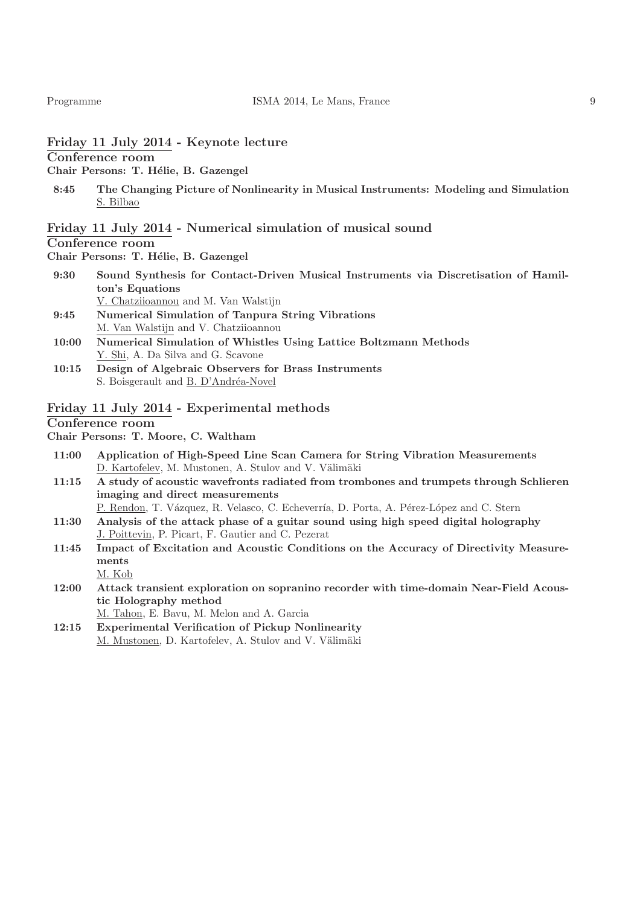## Friday 11 July 2014 - Keynote lecture

### Conference room

**Chair Persons: T. Hélie, B. Gazengel**

**8:45** **The Changing Picture of Nonlinearity in Musical Instruments: Modeling and Simulation**
S. Bilbao

## Friday 11 July 2014 - Numerical simulation of musical sound

### Conference room

**Chair Persons: T. Hélie, B. Gazengel**

**9:30** **Sound Synthesis for Contact-Driven Musical Instruments via Discretisation of Hamilton's Equations**
V. Chatziioannou and M. Van Walstijn

**9:45** **Numerical Simulation of Tanpura String Vibrations**
M. Van Walstijn and V. Chatziioannou

**10:00** **Numerical Simulation of Whistles Using Lattice Boltzmann Methods**
Y. Shi, A. Da Silva and G. Scavone

**10:15** **Design of Algebraic Observers for Brass Instruments**
S. Boisgerault and B. D'Andréa-Novel

## Friday 11 July 2014 - Experimental methods

### Conference room

**Chair Persons: T. Moore, C. Waltham**

**11:00** **Application of High-Speed Line Scan Camera for String Vibration Measurements**
D. Kartofelev, M. Mustonen, A. Stulov and V. Välimäki

**11:15** **A study of acoustic wavefronts radiated from trombones and trumpets through Schlieren imaging and direct measurements**
P. Rendon, T. Vázquez, R. Velasco, C. Echeverría, D. Porta, A. Pérez-López and C. Stern

**11:30** **Analysis of the attack phase of a guitar sound using high speed digital holography**
J. Poittevin, P. Picart, F. Gautier and C. Pezerat

**11:45** **Impact of Excitation and Acoustic Conditions on the Accuracy of Directivity Measurements**
M. Kob

**12:00** **Attack transient exploration on sopranino recorder with time-domain Near-Field Acoustic Holography method**
M. Tahon, E. Bavu, M. Melon and A. Garcia

**12:15** **Experimental Verification of Pickup Nonlinearity**
M. Mustonen, D. Kartofelev, A. Stulov and V. Välimäki